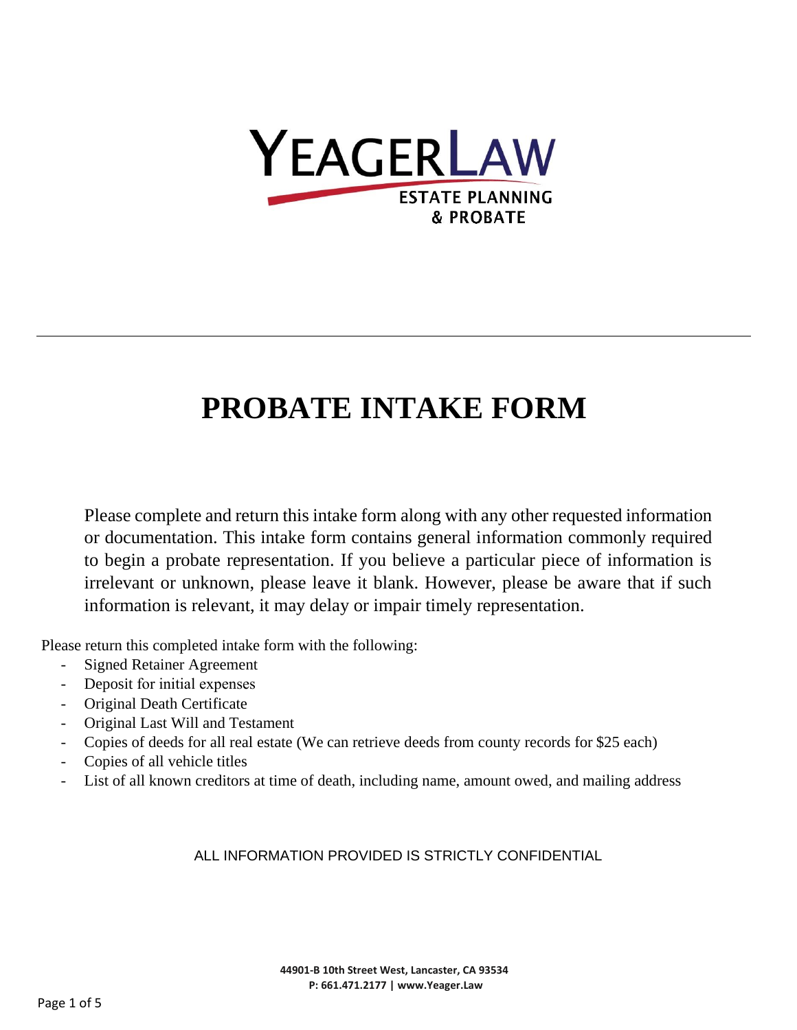YEAGERLAW

ESTATE PLANNING & PROBATE

# PROBATE INTAKE FORM

Please complete and return this intake form along with any other requested information or documentation. This intake form contains general information commonly required to begin a probate representation. If you believe a particular piece of information is irrelevant or unknown, please leave it blank. However, please be aware that if such information is relevant, it may delay or impair timely representation.

Please return this completed intake form with the following:

- Signed Retainer Agreement
- Deposit for initial expenses
- Original Death Certificate
- Original Last Will and Testament
- Copies of deeds for all real estate (We can retrieve deeds from county records for $25 each)
- Copies of all vehicle titles
- List of all known creditors at time of death, including name, amount owed, and mailing address

ALL INFORMATION PROVIDED IS STRICTLY CONFIDENTIAL

**44901-B 10th Street West, Lancaster, CA 93534**
**P: 661.471.2177 | www.Yeager.Law**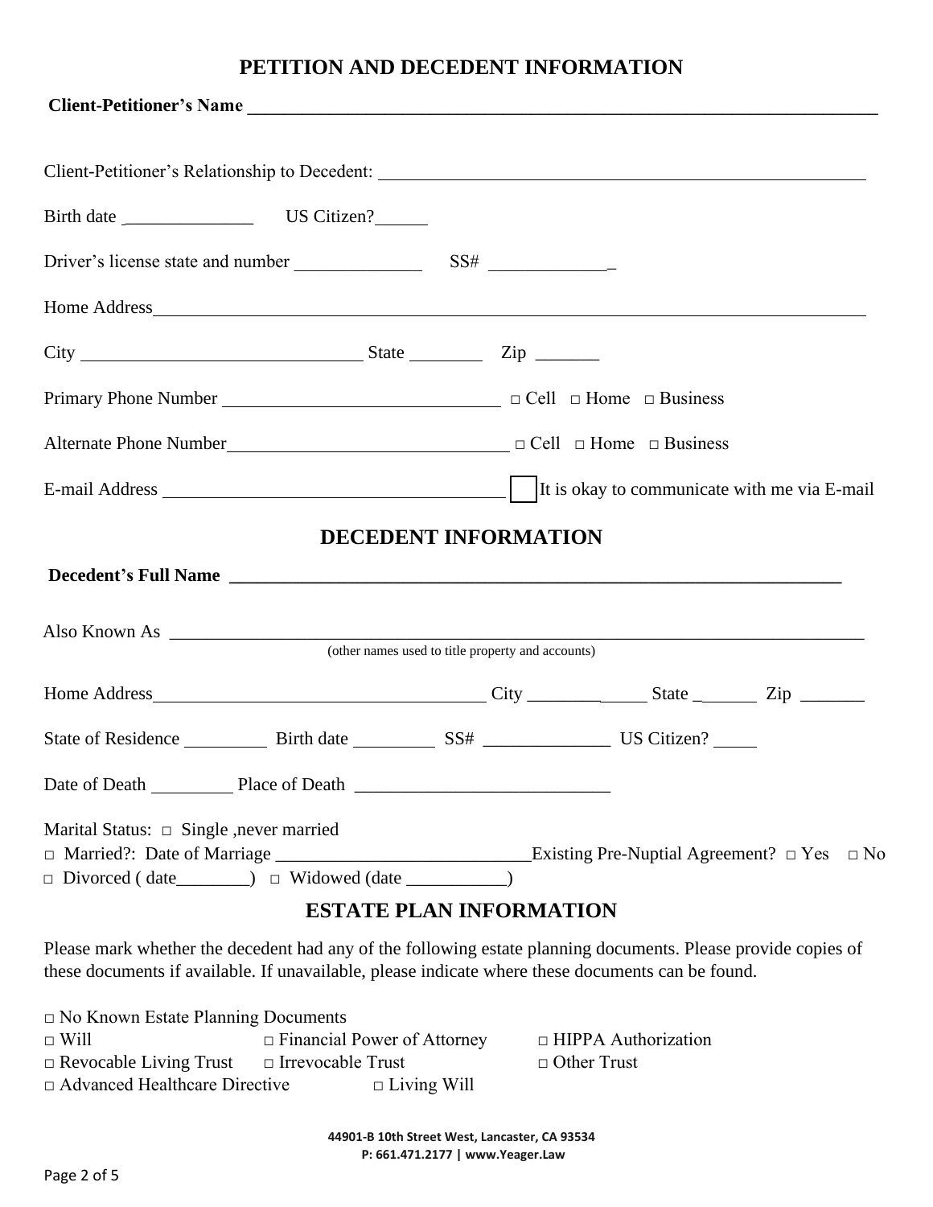# PETITION AND DECEDENT INFORMATION

**Client-Petitioner's Name** ______________________________________________________________

Client-Petitioner's Relationship to Decedent: ______________________________________________

Birth date ______________ US Citizen? ______

Driver's license state and number ______________ SS# ______________

Home Address ______________________________________________________________

City ______________________________ State ________ Zip _______

Primary Phone Number ______________________________ □ Cell □ Home □ Business

Alternate Phone Number ______________________________ □ Cell □ Home □ Business

E-mail Address ____________________________________ □ It is okay to communicate with me via E-mail

## DECEDENT INFORMATION

**Decedent's Full Name** ______________________________________________________________

Also Known As ______________________________________________________________
(other names used to title property and accounts)

Home Address ____________________________________ City _____________ State _______ Zip _______

State of Residence _________ Birth date _________ SS# ______________ US Citizen? _____

Date of Death _________ Place of Death ____________________________

Marital Status: □ Single ,never married

□ Married?: Date of Marriage ____________________________ Existing Pre-Nuptial Agreement? □ Yes □ No

□ Divorced ( date________) □ Widowed (date ___________)

## ESTATE PLAN INFORMATION

Please mark whether the decedent had any of the following estate planning documents. Please provide copies of these documents if available. If unavailable, please indicate where these documents can be found.

□ No Known Estate Planning Documents

□ Will □ Financial Power of Attorney □ HIPPA Authorization

□ Revocable Living Trust □ Irrevocable Trust □ Other Trust

□ Advanced Healthcare Directive □ Living Will

44901-B 10th Street West, Lancaster, CA 93534
P: 661.471.2177 | www.Yeager.Law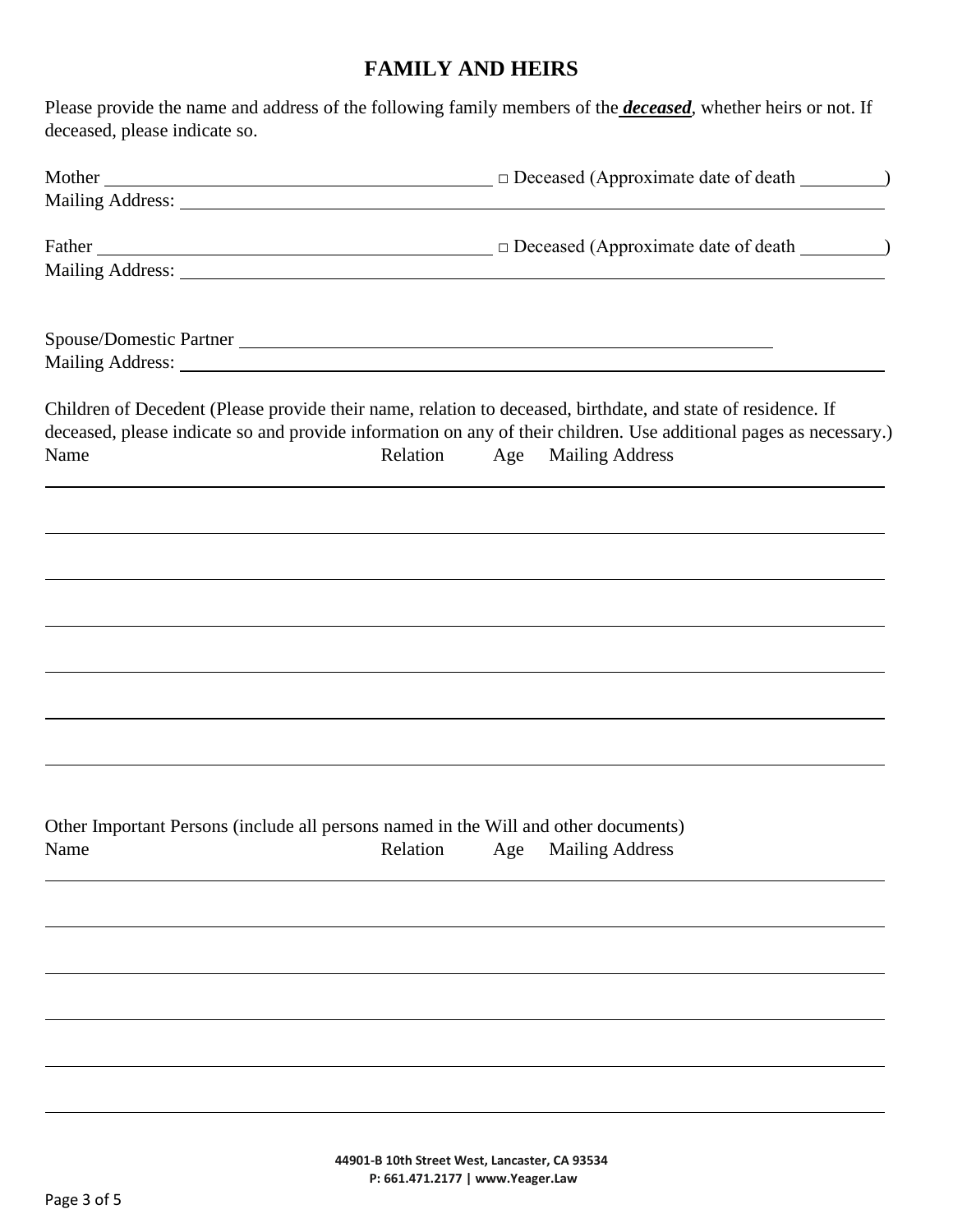# FAMILY AND HEIRS

Please provide the name and address of the following family members of the ***deceased***, whether heirs or not. If deceased, please indicate so.

Mother ________________________________ □ Deceased (Approximate date of death ________)
Mailing Address: ________________________________________________

Father ________________________________ □ Deceased (Approximate date of death ________)
Mailing Address: ________________________________________________

Spouse/Domestic Partner ________________________________________
Mailing Address: ________________________________________________

Children of Decedent (Please provide their name, relation to deceased, birthdate, and state of residence. If deceased, please indicate so and provide information on any of their children. Use additional pages as necessary.)

| Name | Relation | Age | Mailing Address |
|---|---|---|---|
| | | | |
| | | | |
| | | | |
| | | | |
| | | | |
| | | | |
| | | | |

Other Important Persons (include all persons named in the Will and other documents)

| Name | Relation | Age | Mailing Address |
|---|---|---|---|
| | | | |
| | | | |
| | | | |
| | | | |
| | | | |
| | | | |

44901-B 10th Street West, Lancaster, CA 93534
P: 661.471.2177 | www.Yeager.Law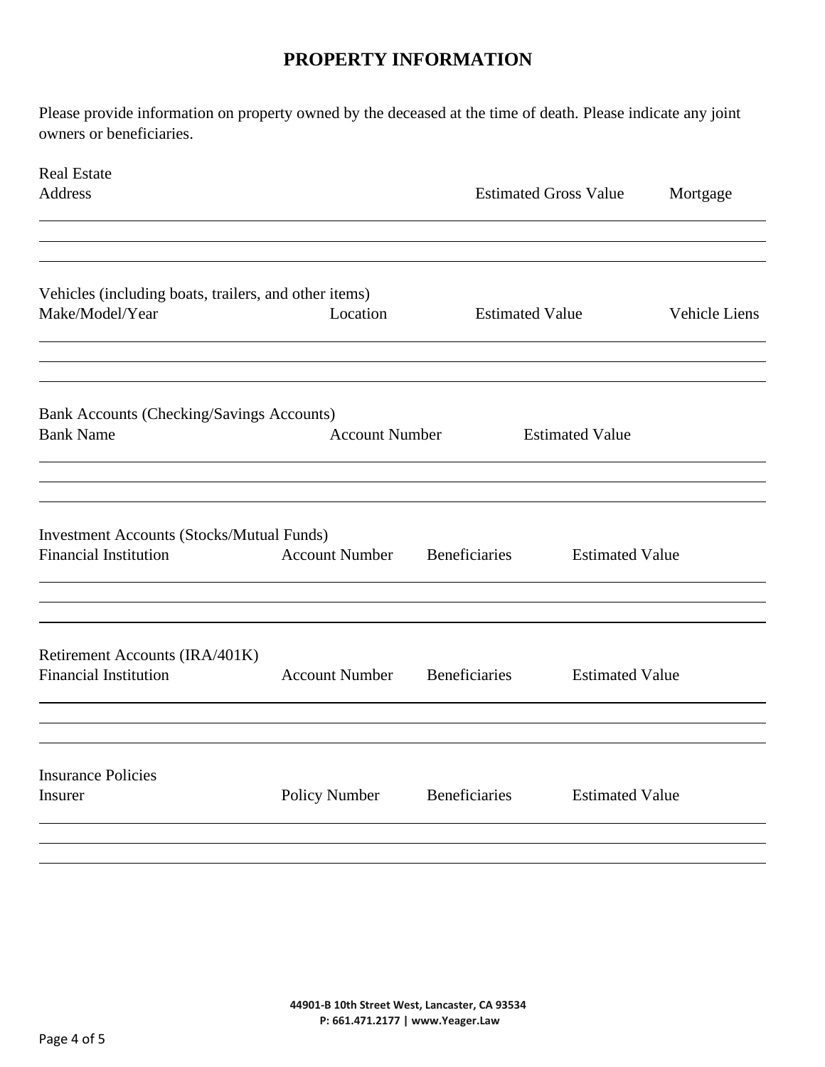# PROPERTY INFORMATION

Please provide information on property owned by the deceased at the time of death. Please indicate any joint owners or beneficiaries.

Real Estate

| Address | Estimated Gross Value | Mortgage |
| --- | --- | --- |
| | | |
| | | |
| | | |

Vehicles (including boats, trailers, and other items)

| Make/Model/Year | Location | Estimated Value | Vehicle Liens |
| --- | --- | --- | --- |
| | | | |
| | | | |
| | | | |

Bank Accounts (Checking/Savings Accounts)

| Bank Name | Account Number | Estimated Value |
| --- | --- | --- |
| | | |
| | | |
| | | |

Investment Accounts (Stocks/Mutual Funds)

| Financial Institution | Account Number | Beneficiaries | Estimated Value |
| --- | --- | --- | --- |
| | | | |
| | | | |
| | | | |

Retirement Accounts (IRA/401K)

| Financial Institution | Account Number | Beneficiaries | Estimated Value |
| --- | --- | --- | --- |
| | | | |
| | | | |
| | | | |

Insurance Policies

| Insurer | Policy Number | Beneficiaries | Estimated Value |
| --- | --- | --- | --- |
| | | | |
| | | | |
| | | | |

**44901-B 10th Street West, Lancaster, CA 93534**
**P: 661.471.2177 | www.Yeager.Law**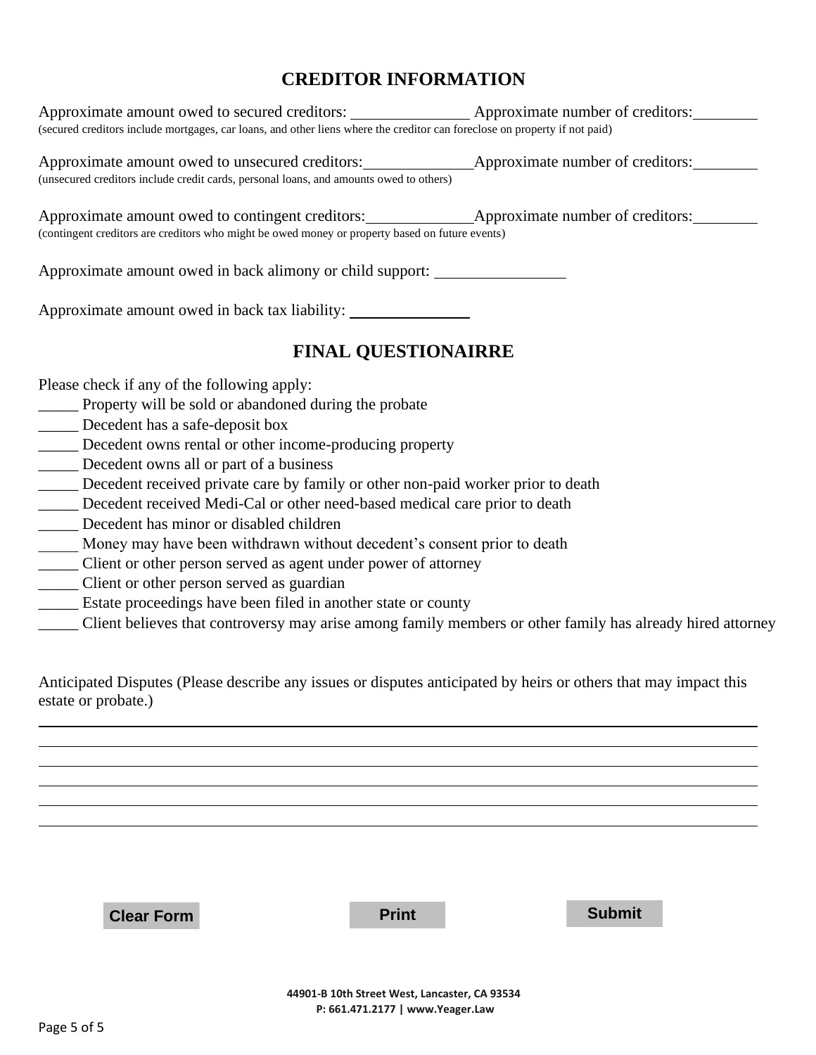## CREDITOR INFORMATION

Approximate amount owed to secured creditors: _______________ Approximate number of creditors: ________
(secured creditors include mortgages, car loans, and other liens where the creditor can foreclose on property if not paid)

Approximate amount owed to unsecured creditors: _______________ Approximate number of creditors: ________
(unsecured creditors include credit cards, personal loans, and amounts owed to others)

Approximate amount owed to contingent creditors: _______________ Approximate number of creditors: ________
(contingent creditors are creditors who might be owed money or property based on future events)

Approximate amount owed in back alimony or child support: _________________

Approximate amount owed in back tax liability: _______________

## FINAL QUESTIONAIRRE

Please check if any of the following apply:

_____ Property will be sold or abandoned during the probate
_____ Decedent has a safe-deposit box
_____ Decedent owns rental or other income-producing property
_____ Decedent owns all or part of a business
_____ Decedent received private care by family or other non-paid worker prior to death
_____ Decedent received Medi-Cal or other need-based medical care prior to death
_____ Decedent has minor or disabled children
_____ Money may have been withdrawn without decedent's consent prior to death
_____ Client or other person served as agent under power of attorney
_____ Client or other person served as guardian
_____ Estate proceedings have been filed in another state or county
_____ Client believes that controversy may arise among family members or other family has already hired attorney

Anticipated Disputes (Please describe any issues or disputes anticipated by heirs or others that may impact this estate or probate.)

_______________________________________________________________________________
_______________________________________________________________________________
_______________________________________________________________________________
_______________________________________________________________________________
_______________________________________________________________________________
_______________________________________________________________________________

Clear Form | Print | Submit

**44901-B 10th Street West, Lancaster, CA 93534**
**P: 661.471.2177 | www.Yeager.Law**